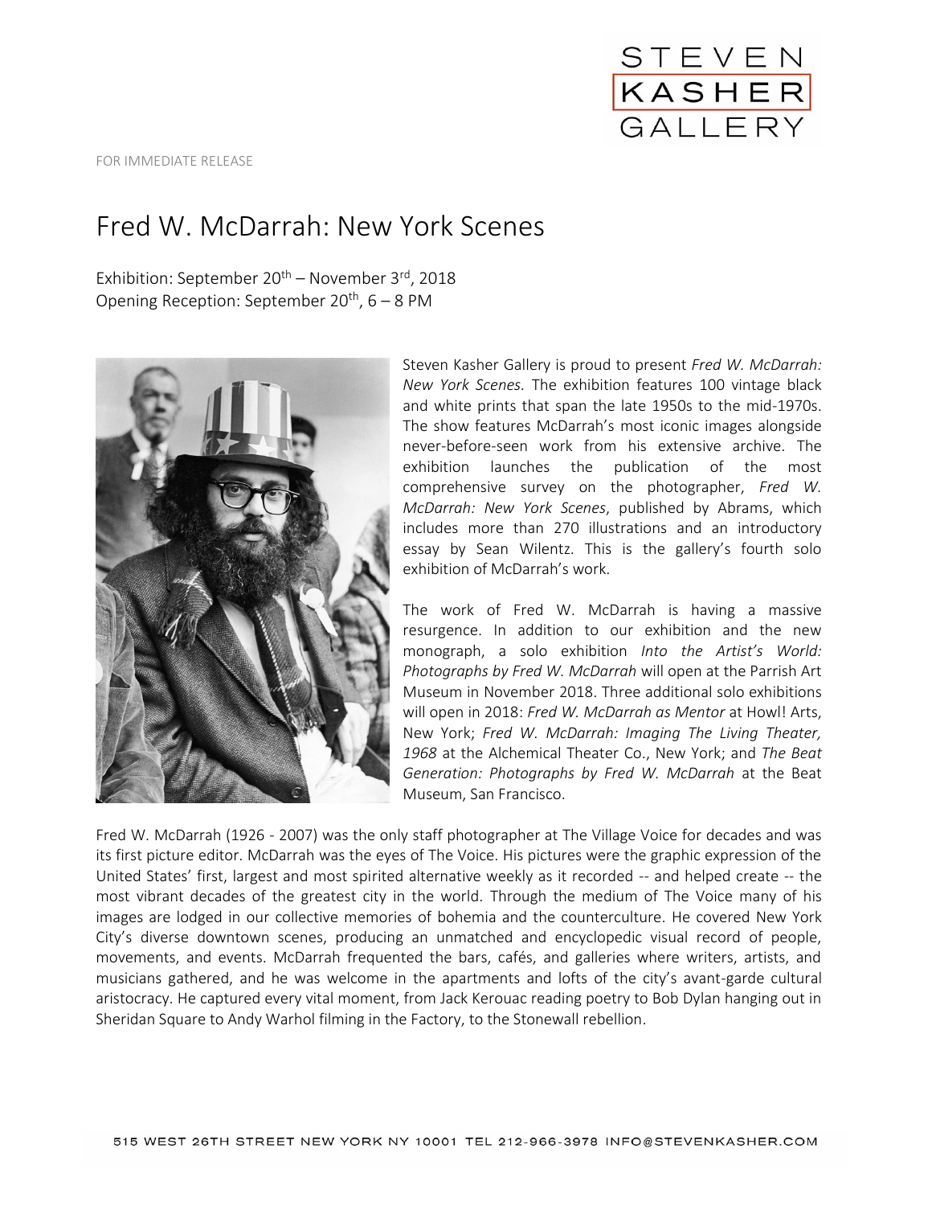STEVEN KASHER GALLERY

FOR IMMEDIATE RELEASE

# Fred W. McDarrah: New York Scenes

Exhibition: September 20th – November 3rd, 2018
Opening Reception: September 20th, 6 – 8 PM

Steven Kasher Gallery is proud to present *Fred W. McDarrah: New York Scenes*. The exhibition features 100 vintage black and white prints that span the late 1950s to the mid-1970s. The show features McDarrah's most iconic images alongside never-before-seen work from his extensive archive. The exhibition launches the publication of the most comprehensive survey on the photographer, *Fred W. McDarrah: New York Scenes*, published by Abrams, which includes more than 270 illustrations and an introductory essay by Sean Wilentz. This is the gallery's fourth solo exhibition of McDarrah's work.

The work of Fred W. McDarrah is having a massive resurgence. In addition to our exhibition and the new monograph, a solo exhibition *Into the Artist's World: Photographs by Fred W. McDarrah* will open at the Parrish Art Museum in November 2018. Three additional solo exhibitions will open in 2018: *Fred W. McDarrah as Mentor* at Howl! Arts, New York; *Fred W. McDarrah: Imaging The Living Theater, 1968* at the Alchemical Theater Co., New York; and *The Beat Generation: Photographs by Fred W. McDarrah* at the Beat Museum, San Francisco.

Fred W. McDarrah (1926 - 2007) was the only staff photographer at The Village Voice for decades and was its first picture editor. McDarrah was the eyes of The Voice. His pictures were the graphic expression of the United States' first, largest and most spirited alternative weekly as it recorded -- and helped create -- the most vibrant decades of the greatest city in the world. Through the medium of The Voice many of his images are lodged in our collective memories of bohemia and the counterculture. He covered New York City's diverse downtown scenes, producing an unmatched and encyclopedic visual record of people, movements, and events. McDarrah frequented the bars, cafés, and galleries where writers, artists, and musicians gathered, and he was welcome in the apartments and lofts of the city's avant-garde cultural aristocracy. He captured every vital moment, from Jack Kerouac reading poetry to Bob Dylan hanging out in Sheridan Square to Andy Warhol filming in the Factory, to the Stonewall rebellion.

515 WEST 26TH STREET NEW YORK NY 10001 TEL 212-966-3978 INFO@STEVENKASHER.COM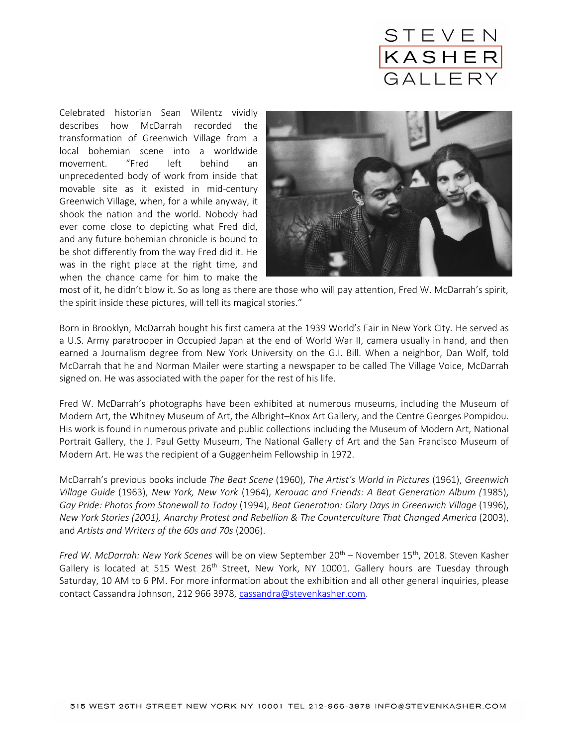Celebrated historian Sean Wilentz vividly describes how McDarrah recorded the transformation of Greenwich Village from a local bohemian scene into a worldwide movement. "Fred left behind an unprecedented body of work from inside that movable site as it existed in mid-century Greenwich Village, when, for a while anyway, it shook the nation and the world. Nobody had ever come close to depicting what Fred did, and any future bohemian chronicle is bound to be shot differently from the way Fred did it. He was in the right place at the right time, and when the chance came for him to make the most of it, he didn't blow it. So as long as there are those who will pay attention, Fred W. McDarrah's spirit, the spirit inside these pictures, will tell its magical stories."

Born in Brooklyn, McDarrah bought his first camera at the 1939 World's Fair in New York City. He served as a U.S. Army paratrooper in Occupied Japan at the end of World War II, camera usually in hand, and then earned a Journalism degree from New York University on the G.I. Bill. When a neighbor, Dan Wolf, told McDarrah that he and Norman Mailer were starting a newspaper to be called The Village Voice, McDarrah signed on. He was associated with the paper for the rest of his life.

Fred W. McDarrah's photographs have been exhibited at numerous museums, including the Museum of Modern Art, the Whitney Museum of Art, the Albright–Knox Art Gallery, and the Centre Georges Pompidou. His work is found in numerous private and public collections including the Museum of Modern Art, National Portrait Gallery, the J. Paul Getty Museum, The National Gallery of Art and the San Francisco Museum of Modern Art. He was the recipient of a Guggenheim Fellowship in 1972.

McDarrah's previous books include *The Beat Scene* (1960), *The Artist's World in Pictures* (1961), *Greenwich Village Guide* (1963), *New York, New York* (1964), *Kerouac and Friends: A Beat Generation Album (*1985), *Gay Pride: Photos from Stonewall to Today* (1994), *Beat Generation: Glory Days in Greenwich Village* (1996), *New York Stories (2001), Anarchy Protest and Rebellion & The Counterculture That Changed America* (2003), and *Artists and Writers of the 60s and 70s* (2006).

*Fred W. McDarrah: New York Scenes* will be on view September 20th – November 15th, 2018. Steven Kasher Gallery is located at 515 West 26th Street, New York, NY 10001. Gallery hours are Tuesday through Saturday, 10 AM to 6 PM. For more information about the exhibition and all other general inquiries, please contact Cassandra Johnson, 212 966 3978, cassandra@stevenkasher.com.